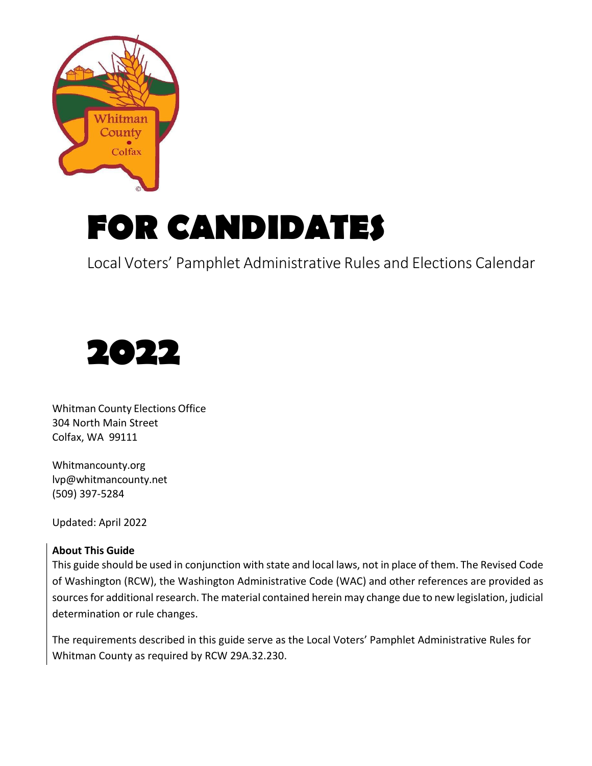# FOR CANDIDATES

Local Voters' Pamphlet Administrative Rules and Elections Calendar

# 2022

Whitman County Elections Office
304 North Main Street
Colfax, WA 99111

Whitmancounty.org
lvp@whitmancounty.net
(509) 397-5284

Updated: April 2022

**About This Guide**

This guide should be used in conjunction with state and local laws, not in place of them. The Revised Code of Washington (RCW), the Washington Administrative Code (WAC) and other references are provided as sources for additional research. The material contained herein may change due to new legislation, judicial determination or rule changes.

The requirements described in this guide serve as the Local Voters' Pamphlet Administrative Rules for Whitman County as required by RCW 29A.32.230.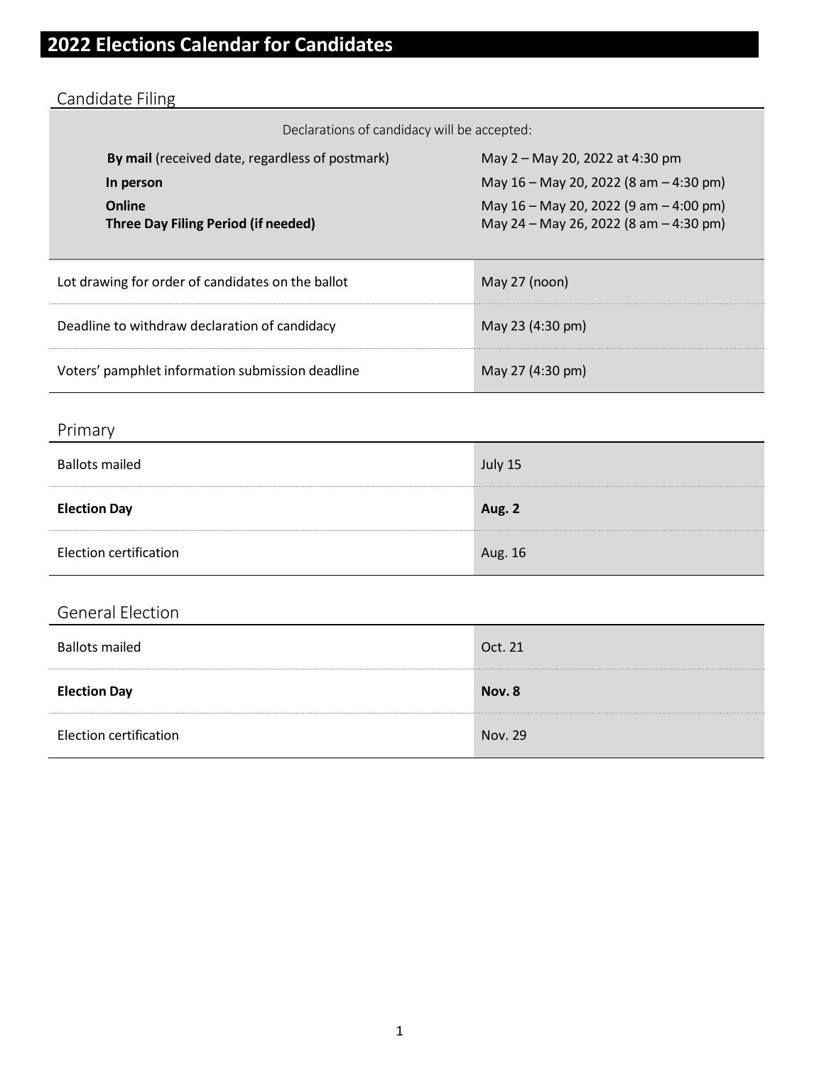# 2022 Elections Calendar for Candidates

## Candidate Filing

Declarations of candidacy will be accepted:

| | |
|---|---|
| **By mail** (received date, regardless of postmark) | May 2 – May 20, 2022 at 4:30 pm |
| **In person** | May 16 – May 20, 2022 (8 am – 4:30 pm) |
| **Online** | May 16 – May 20, 2022 (9 am – 4:00 pm) |
| **Three Day Filing Period (if needed)** | May 24 – May 26, 2022 (8 am – 4:30 pm) |

| | |
|---|---|
| Lot drawing for order of candidates on the ballot | May 27 (noon) |
| Deadline to withdraw declaration of candidacy | May 23 (4:30 pm) |
| Voters' pamphlet information submission deadline | May 27 (4:30 pm) |

## Primary

| | |
|---|---|
| Ballots mailed | July 15 |
| **Election Day** | **Aug. 2** |
| Election certification | Aug. 16 |

## General Election

| | |
|---|---|
| Ballots mailed | Oct. 21 |
| **Election Day** | **Nov. 8** |
| Election certification | Nov. 29 |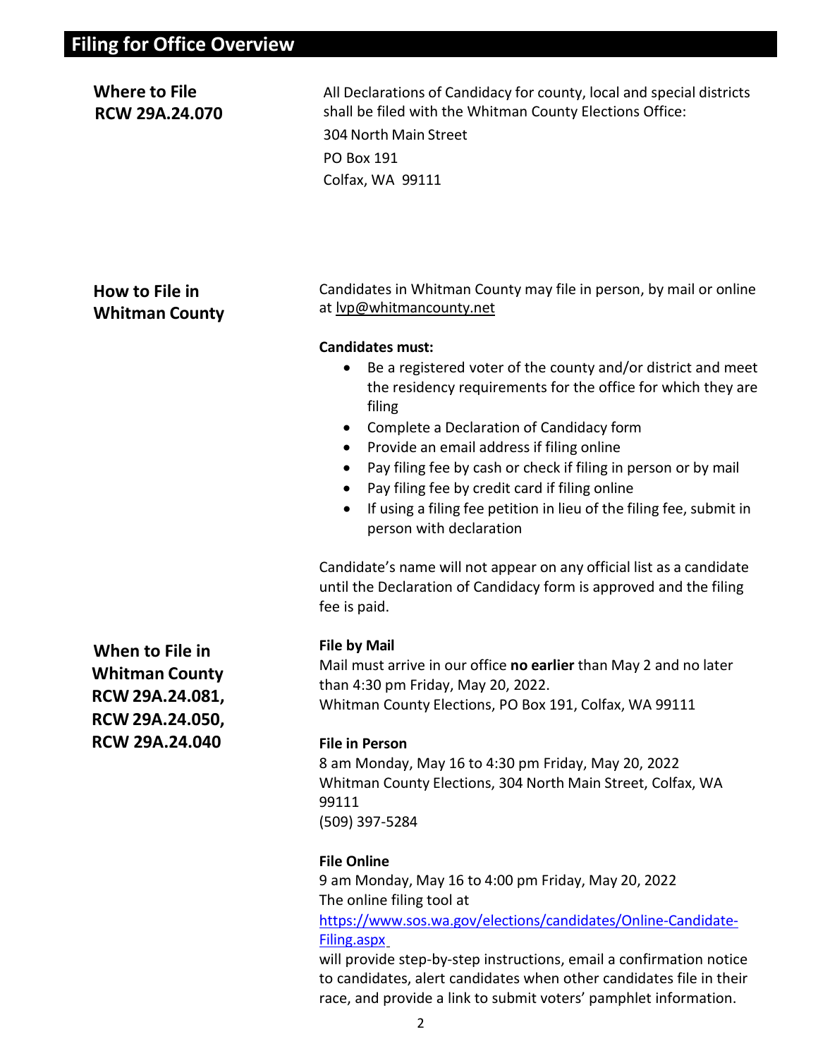# Filing for Office Overview

### Where to File
**RCW 29A.24.070**

All Declarations of Candidacy for county, local and special districts shall be filed with the Whitman County Elections Office:

304 North Main Street
PO Box 191
Colfax, WA 99111

### How to File in Whitman County

Candidates in Whitman County may file in person, by mail or online at lvp@whitmancounty.net

**Candidates must:**

- Be a registered voter of the county and/or district and meet the residency requirements for the office for which they are filing
- Complete a Declaration of Candidacy form
- Provide an email address if filing online
- Pay filing fee by cash or check if filing in person or by mail
- Pay filing fee by credit card if filing online
- If using a filing fee petition in lieu of the filing fee, submit in person with declaration

Candidate's name will not appear on any official list as a candidate until the Declaration of Candidacy form is approved and the filing fee is paid.

### When to File in Whitman County
**RCW 29A.24.081, RCW 29A.24.050, RCW 29A.24.040**

**File by Mail**
Mail must arrive in our office **no earlier** than May 2 and no later than 4:30 pm Friday, May 20, 2022.
Whitman County Elections, PO Box 191, Colfax, WA 99111

**File in Person**
8 am Monday, May 16 to 4:30 pm Friday, May 20, 2022
Whitman County Elections, 304 North Main Street, Colfax, WA 99111
(509) 397-5284

**File Online**
9 am Monday, May 16 to 4:00 pm Friday, May 20, 2022
The online filing tool at https://www.sos.wa.gov/elections/candidates/Online-Candidate-Filing.aspx will provide step-by-step instructions, email a confirmation notice to candidates, alert candidates when other candidates file in their race, and provide a link to submit voters' pamphlet information.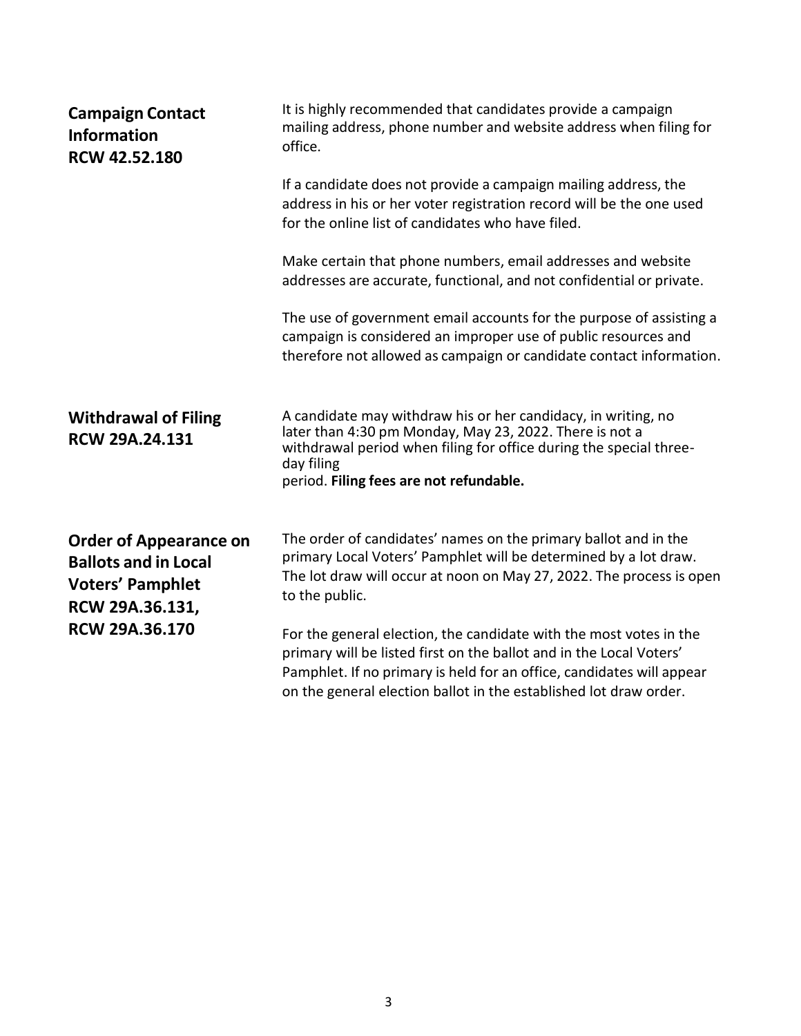## Campaign Contact Information RCW 42.52.180

It is highly recommended that candidates provide a campaign mailing address, phone number and website address when filing for office.

If a candidate does not provide a campaign mailing address, the address in his or her voter registration record will be the one used for the online list of candidates who have filed.

Make certain that phone numbers, email addresses and website addresses are accurate, functional, and not confidential or private.

The use of government email accounts for the purpose of assisting a campaign is considered an improper use of public resources and therefore not allowed as campaign or candidate contact information.

## Withdrawal of Filing RCW 29A.24.131

A candidate may withdraw his or her candidacy, in writing, no later than 4:30 pm Monday, May 23, 2022. There is not a withdrawal period when filing for office during the special three-day filing period. **Filing fees are not refundable.**

## Order of Appearance on Ballots and in Local Voters' Pamphlet RCW 29A.36.131, RCW 29A.36.170

The order of candidates' names on the primary ballot and in the primary Local Voters' Pamphlet will be determined by a lot draw. The lot draw will occur at noon on May 27, 2022. The process is open to the public.

For the general election, the candidate with the most votes in the primary will be listed first on the ballot and in the Local Voters' Pamphlet. If no primary is held for an office, candidates will appear on the general election ballot in the established lot draw order.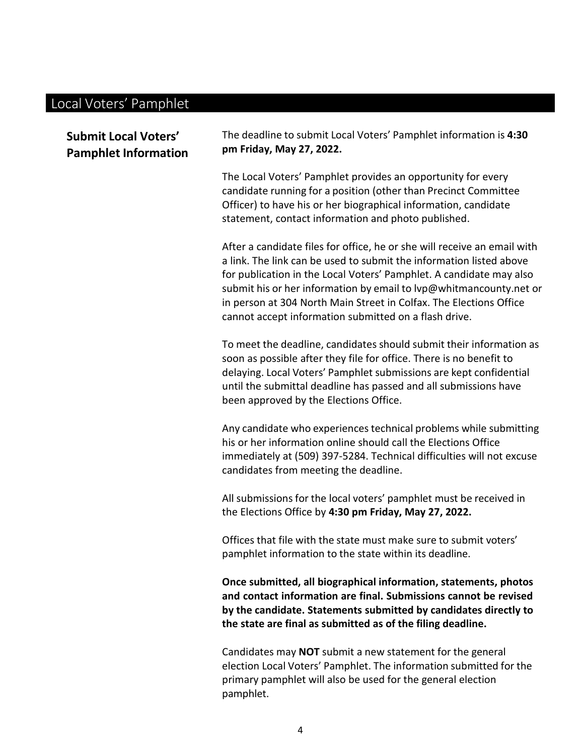# Local Voters' Pamphlet

## Submit Local Voters' Pamphlet Information

The deadline to submit Local Voters' Pamphlet information is **4:30 pm Friday, May 27, 2022.**

The Local Voters' Pamphlet provides an opportunity for every candidate running for a position (other than Precinct Committee Officer) to have his or her biographical information, candidate statement, contact information and photo published.

After a candidate files for office, he or she will receive an email with a link. The link can be used to submit the information listed above for publication in the Local Voters' Pamphlet. A candidate may also submit his or her information by email to lvp@whitmancounty.net or in person at 304 North Main Street in Colfax. The Elections Office cannot accept information submitted on a flash drive.

To meet the deadline, candidates should submit their information as soon as possible after they file for office. There is no benefit to delaying. Local Voters' Pamphlet submissions are kept confidential until the submittal deadline has passed and all submissions have been approved by the Elections Office.

Any candidate who experiences technical problems while submitting his or her information online should call the Elections Office immediately at (509) 397-5284. Technical difficulties will not excuse candidates from meeting the deadline.

All submissions for the local voters' pamphlet must be received in the Elections Office by **4:30 pm Friday, May 27, 2022.**

Offices that file with the state must make sure to submit voters' pamphlet information to the state within its deadline.

**Once submitted, all biographical information, statements, photos and contact information are final. Submissions cannot be revised by the candidate. Statements submitted by candidates directly to the state are final as submitted as of the filing deadline.**

Candidates may **NOT** submit a new statement for the general election Local Voters' Pamphlet. The information submitted for the primary pamphlet will also be used for the general election pamphlet.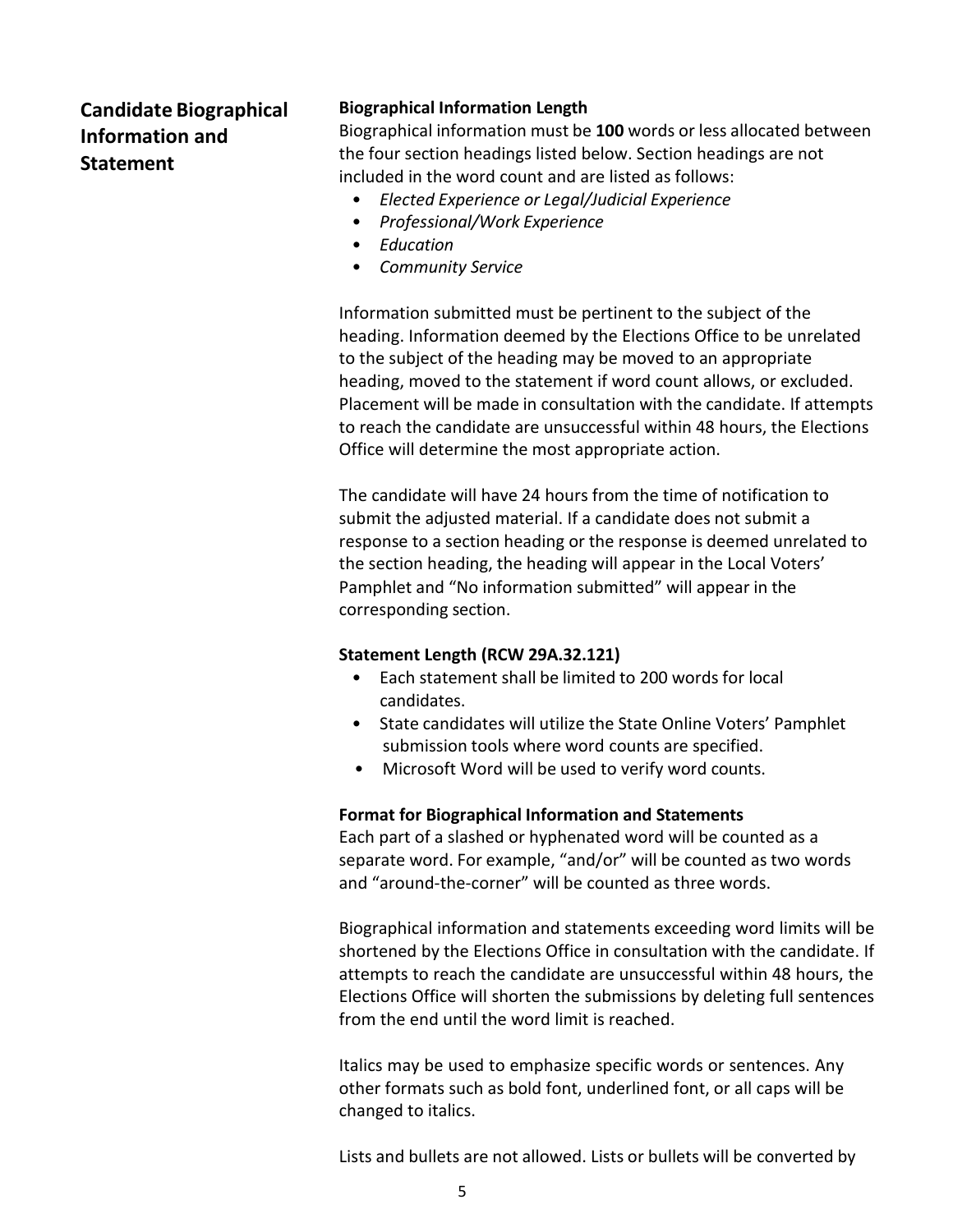## Candidate Biographical Information and Statement

**Biographical Information Length**

Biographical information must be **100** words or less allocated between the four section headings listed below. Section headings are not included in the word count and are listed as follows:

- *Elected Experience or Legal/Judicial Experience*
- *Professional/Work Experience*
- *Education*
- *Community Service*

Information submitted must be pertinent to the subject of the heading. Information deemed by the Elections Office to be unrelated to the subject of the heading may be moved to an appropriate heading, moved to the statement if word count allows, or excluded. Placement will be made in consultation with the candidate. If attempts to reach the candidate are unsuccessful within 48 hours, the Elections Office will determine the most appropriate action.

The candidate will have 24 hours from the time of notification to submit the adjusted material. If a candidate does not submit a response to a section heading or the response is deemed unrelated to the section heading, the heading will appear in the Local Voters' Pamphlet and "No information submitted" will appear in the corresponding section.

**Statement Length (RCW 29A.32.121)**

- Each statement shall be limited to 200 words for local candidates.
- State candidates will utilize the State Online Voters' Pamphlet submission tools where word counts are specified.
- Microsoft Word will be used to verify word counts.

**Format for Biographical Information and Statements**

Each part of a slashed or hyphenated word will be counted as a separate word. For example, "and/or" will be counted as two words and "around-the-corner" will be counted as three words.

Biographical information and statements exceeding word limits will be shortened by the Elections Office in consultation with the candidate. If attempts to reach the candidate are unsuccessful within 48 hours, the Elections Office will shorten the submissions by deleting full sentences from the end until the word limit is reached.

Italics may be used to emphasize specific words or sentences. Any other formats such as bold font, underlined font, or all caps will be changed to italics.

Lists and bullets are not allowed. Lists or bullets will be converted by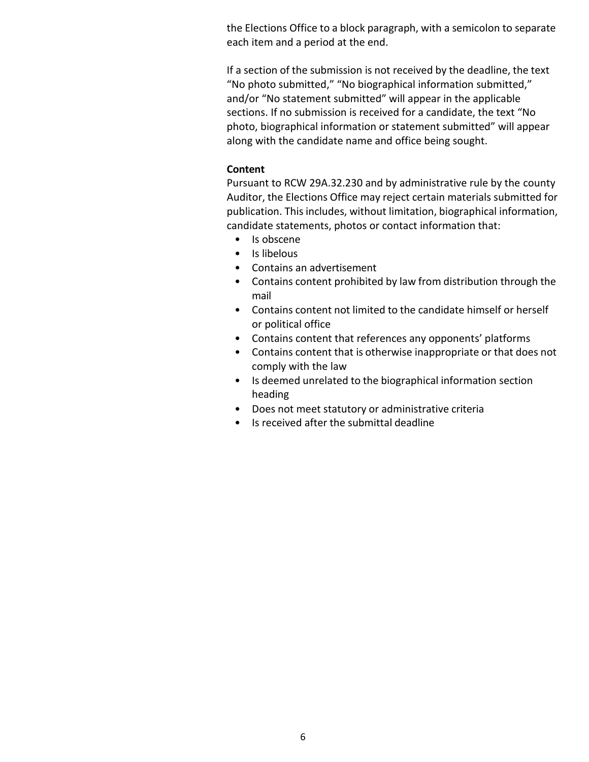the Elections Office to a block paragraph, with a semicolon to separate each item and a period at the end.

If a section of the submission is not received by the deadline, the text "No photo submitted," "No biographical information submitted," and/or "No statement submitted" will appear in the applicable sections. If no submission is received for a candidate, the text "No photo, biographical information or statement submitted" will appear along with the candidate name and office being sought.

**Content**

Pursuant to RCW 29A.32.230 and by administrative rule by the county Auditor, the Elections Office may reject certain materials submitted for publication. This includes, without limitation, biographical information, candidate statements, photos or contact information that:

- Is obscene
- Is libelous
- Contains an advertisement
- Contains content prohibited by law from distribution through the mail
- Contains content not limited to the candidate himself or herself or political office
- Contains content that references any opponents' platforms
- Contains content that is otherwise inappropriate or that does not comply with the law
- Is deemed unrelated to the biographical information section heading
- Does not meet statutory or administrative criteria
- Is received after the submittal deadline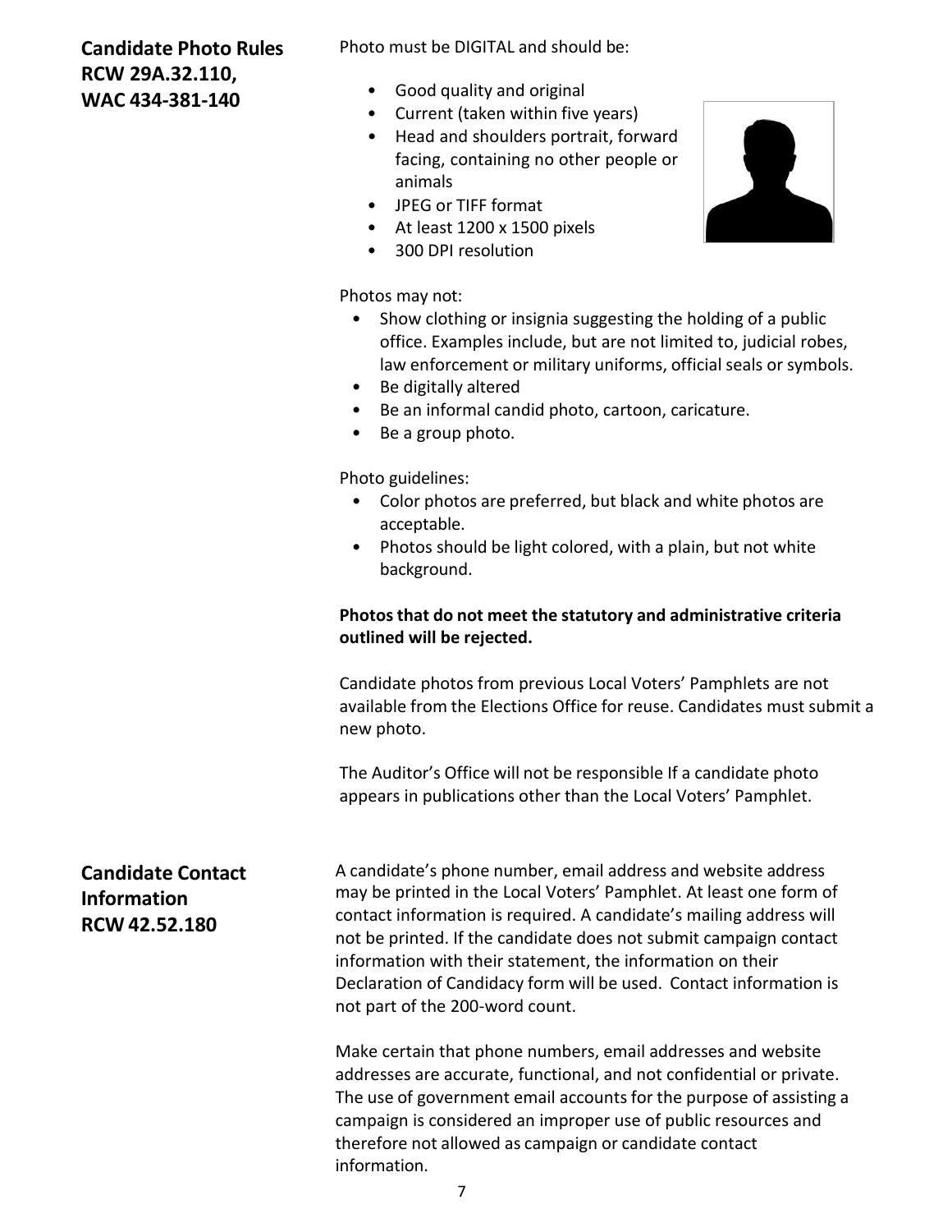## Candidate Photo Rules RCW 29A.32.110, WAC 434-381-140

Photo must be DIGITAL and should be:

- Good quality and original
- Current (taken within five years)
- Head and shoulders portrait, forward facing, containing no other people or animals
- JPEG or TIFF format
- At least 1200 x 1500 pixels
- 300 DPI resolution

Photos may not:

- Show clothing or insignia suggesting the holding of a public office. Examples include, but are not limited to, judicial robes, law enforcement or military uniforms, official seals or symbols.
- Be digitally altered
- Be an informal candid photo, cartoon, caricature.
- Be a group photo.

Photo guidelines:

- Color photos are preferred, but black and white photos are acceptable.
- Photos should be light colored, with a plain, but not white background.

**Photos that do not meet the statutory and administrative criteria outlined will be rejected.**

Candidate photos from previous Local Voters' Pamphlets are not available from the Elections Office for reuse. Candidates must submit a new photo.

The Auditor's Office will not be responsible If a candidate photo appears in publications other than the Local Voters' Pamphlet.

## Candidate Contact Information RCW 42.52.180

A candidate's phone number, email address and website address may be printed in the Local Voters' Pamphlet. At least one form of contact information is required. A candidate's mailing address will not be printed. If the candidate does not submit campaign contact information with their statement, the information on their Declaration of Candidacy form will be used. Contact information is not part of the 200-word count.

Make certain that phone numbers, email addresses and website addresses are accurate, functional, and not confidential or private. The use of government email accounts for the purpose of assisting a campaign is considered an improper use of public resources and therefore not allowed as campaign or candidate contact information.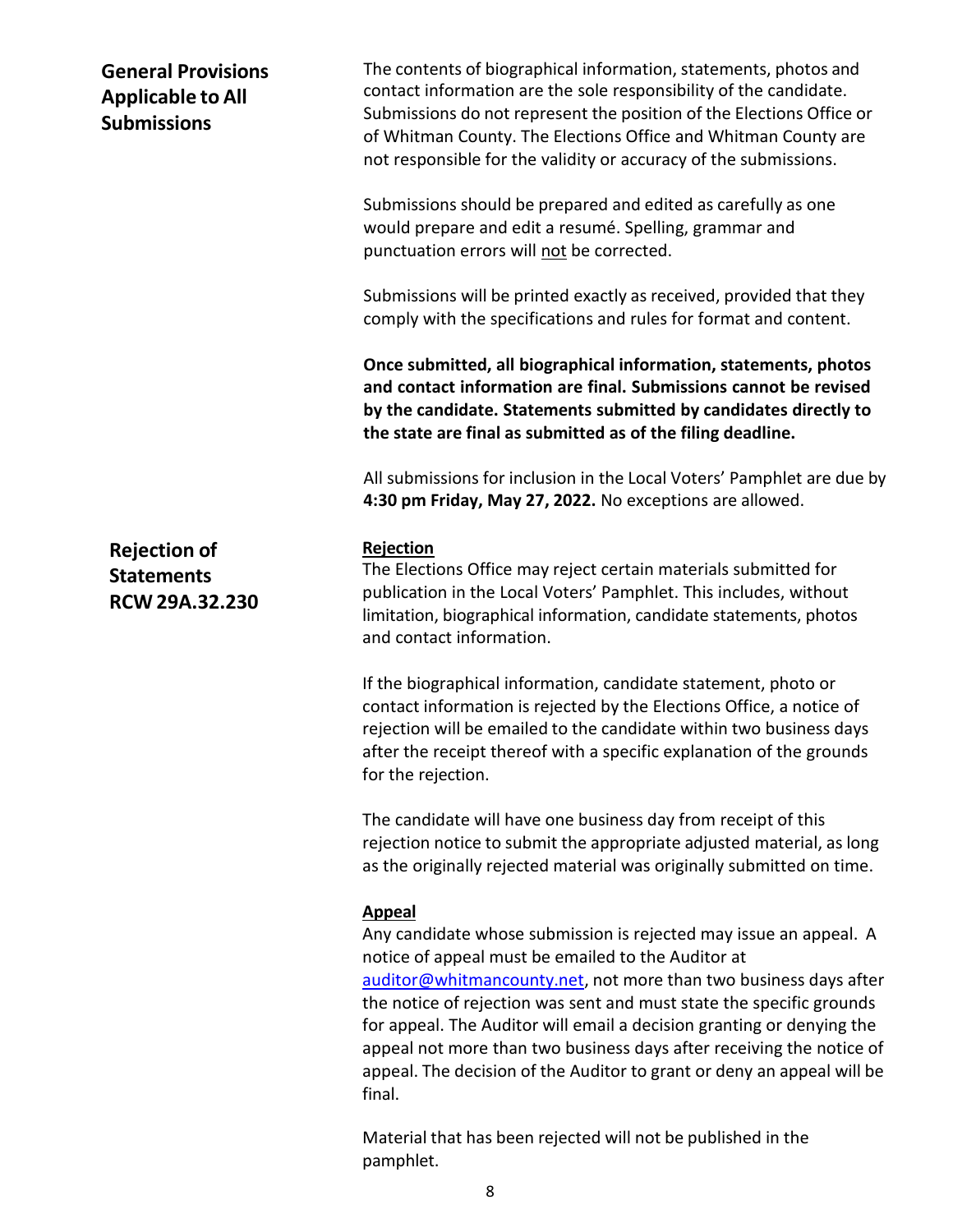## General Provisions Applicable to All Submissions

The contents of biographical information, statements, photos and contact information are the sole responsibility of the candidate. Submissions do not represent the position of the Elections Office or of Whitman County. The Elections Office and Whitman County are not responsible for the validity or accuracy of the submissions.

Submissions should be prepared and edited as carefully as one would prepare and edit a resumé. Spelling, grammar and punctuation errors will not be corrected.

Submissions will be printed exactly as received, provided that they comply with the specifications and rules for format and content.

**Once submitted, all biographical information, statements, photos and contact information are final. Submissions cannot be revised by the candidate. Statements submitted by candidates directly to the state are final as submitted as of the filing deadline.**

All submissions for inclusion in the Local Voters' Pamphlet are due by **4:30 pm Friday, May 27, 2022.** No exceptions are allowed.

## Rejection of Statements RCW 29A.32.230

**Rejection**

The Elections Office may reject certain materials submitted for publication in the Local Voters' Pamphlet. This includes, without limitation, biographical information, candidate statements, photos and contact information.

If the biographical information, candidate statement, photo or contact information is rejected by the Elections Office, a notice of rejection will be emailed to the candidate within two business days after the receipt thereof with a specific explanation of the grounds for the rejection.

The candidate will have one business day from receipt of this rejection notice to submit the appropriate adjusted material, as long as the originally rejected material was originally submitted on time.

**Appeal**

Any candidate whose submission is rejected may issue an appeal. A notice of appeal must be emailed to the Auditor at auditor@whitmancounty.net, not more than two business days after the notice of rejection was sent and must state the specific grounds for appeal. The Auditor will email a decision granting or denying the appeal not more than two business days after receiving the notice of appeal. The decision of the Auditor to grant or deny an appeal will be final.

Material that has been rejected will not be published in the pamphlet.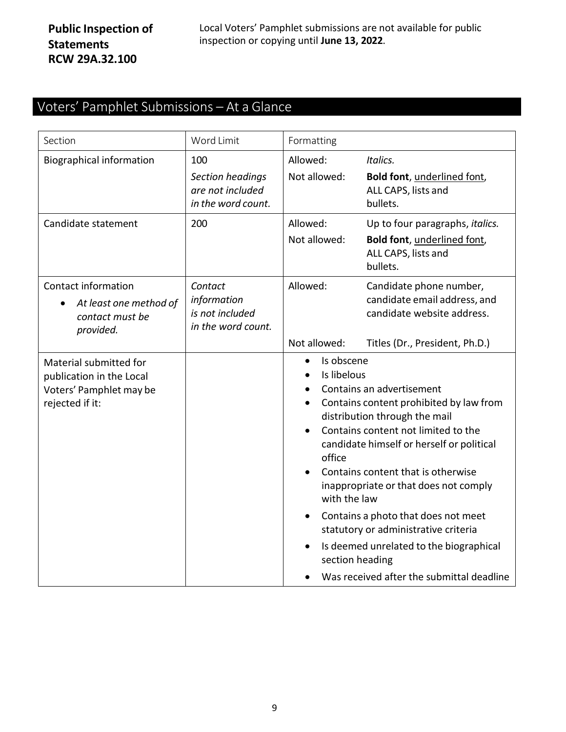**Public Inspection of Statements RCW 29A.32.100**

Local Voters' Pamphlet submissions are not available for public inspection or copying until **June 13, 2022**.

## Voters' Pamphlet Submissions – At a Glance

| Section | Word Limit | Formatting | |
|---|---|---|---|
| Biographical information | 100 *Section headings are not included in the word count.* | Allowed: | *Italics.* |
| | | Not allowed: | **Bold font**, underlined font, ALL CAPS, lists and bullets. |
| Candidate statement | 200 | Allowed: | Up to four paragraphs, *italics.* |
| | | Not allowed: | **Bold font**, underlined font, ALL CAPS, lists and bullets. |
| Contact information<br>• *At least one method of contact must be provided.* | *Contact information is not included in the word count.* | Allowed: | Candidate phone number, candidate email address, and candidate website address. |
| | | Not allowed: | Titles (Dr., President, Ph.D.) |
| Material submitted for publication in the Local Voters' Pamphlet may be rejected if it: | | • Is obscene<br>• Is libelous<br>• Contains an advertisement<br>• Contains content prohibited by law from distribution through the mail<br>• Contains content not limited to the candidate himself or herself or political office<br>• Contains content that is otherwise inappropriate or that does not comply with the law<br>• Contains a photo that does not meet statutory or administrative criteria<br>• Is deemed unrelated to the biographical section heading<br>• Was received after the submittal deadline | |